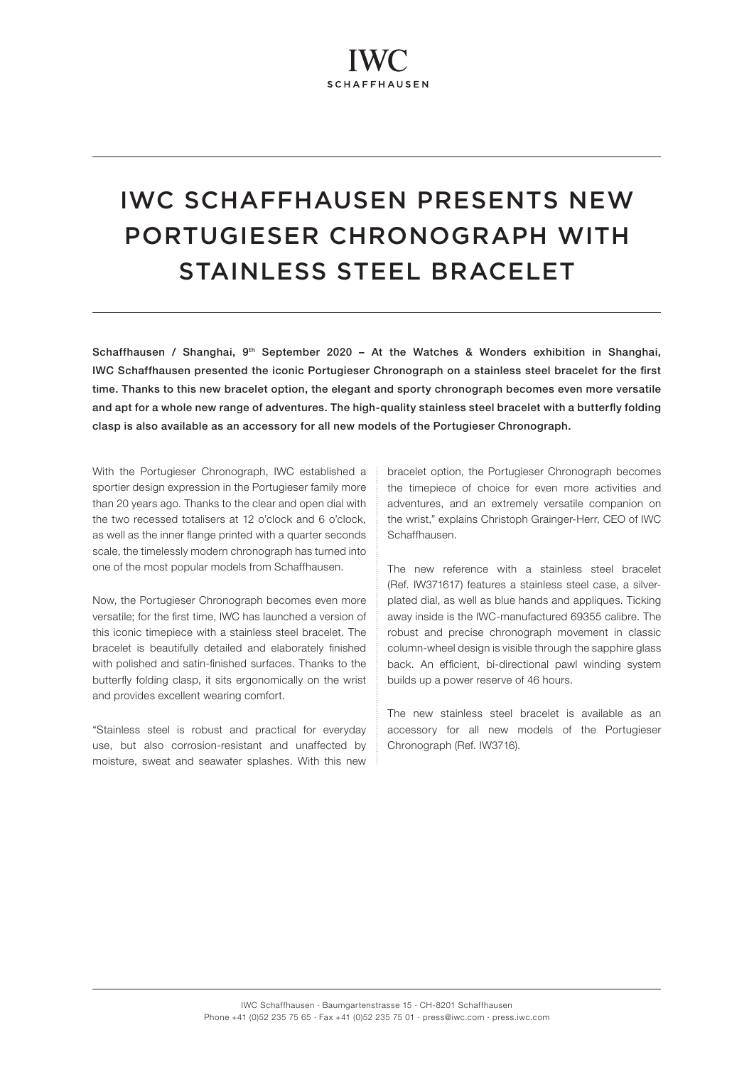IWC
SCHAFFHAUSEN

# IWC SCHAFFHAUSEN PRESENTS NEW PORTUGIESER CHRONOGRAPH WITH STAINLESS STEEL BRACELET

**Schaffhausen / Shanghai, 9th September 2020 – At the Watches & Wonders exhibition in Shanghai, IWC Schaffhausen presented the iconic Portugieser Chronograph on a stainless steel bracelet for the first time. Thanks to this new bracelet option, the elegant and sporty chronograph becomes even more versatile and apt for a whole new range of adventures. The high-quality stainless steel bracelet with a butterfly folding clasp is also available as an accessory for all new models of the Portugieser Chronograph.**

With the Portugieser Chronograph, IWC established a sportier design expression in the Portugieser family more than 20 years ago. Thanks to the clear and open dial with the two recessed totalisers at 12 o'clock and 6 o'clock, as well as the inner flange printed with a quarter seconds scale, the timelessly modern chronograph has turned into one of the most popular models from Schaffhausen.

Now, the Portugieser Chronograph becomes even more versatile; for the first time, IWC has launched a version of this iconic timepiece with a stainless steel bracelet. The bracelet is beautifully detailed and elaborately finished with polished and satin-finished surfaces. Thanks to the butterfly folding clasp, it sits ergonomically on the wrist and provides excellent wearing comfort.

"Stainless steel is robust and practical for everyday use, but also corrosion-resistant and unaffected by moisture, sweat and seawater splashes. With this new bracelet option, the Portugieser Chronograph becomes the timepiece of choice for even more activities and adventures, and an extremely versatile companion on the wrist," explains Christoph Grainger-Herr, CEO of IWC Schaffhausen.

The new reference with a stainless steel bracelet (Ref. IW371617) features a stainless steel case, a silver-plated dial, as well as blue hands and appliques. Ticking away inside is the IWC-manufactured 69355 calibre. The robust and precise chronograph movement in classic column-wheel design is visible through the sapphire glass back. An efficient, bi-directional pawl winding system builds up a power reserve of 46 hours.

The new stainless steel bracelet is available as an accessory for all new models of the Portugieser Chronograph (Ref. IW3716).

IWC Schaffhausen · Baumgartenstrasse 15 · CH-8201 Schaffhausen
Phone +41 (0)52 235 75 65 · Fax +41 (0)52 235 75 01 · press@iwc.com · press.iwc.com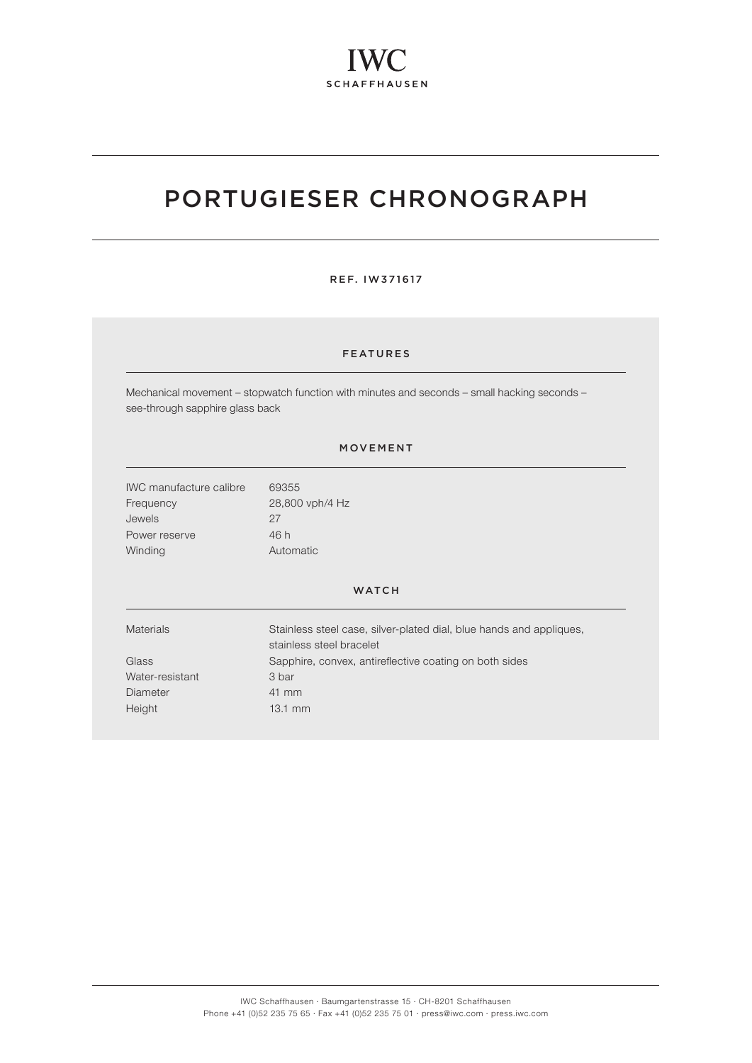IWC
SCHAFFHAUSEN

# PORTUGIESER CHRONOGRAPH

REF. IW371617

## FEATURES

Mechanical movement – stopwatch function with minutes and seconds – small hacking seconds – see-through sapphire glass back

## MOVEMENT

| | |
|---|---|
| IWC manufacture calibre | 69355 |
| Frequency | 28,800 vph/4 Hz |
| Jewels | 27 |
| Power reserve | 46 h |
| Winding | Automatic |

## WATCH

| | |
|---|---|
| Materials | Stainless steel case, silver-plated dial, blue hands and appliques, stainless steel bracelet |
| Glass | Sapphire, convex, antireflective coating on both sides |
| Water-resistant | 3 bar |
| Diameter | 41 mm |
| Height | 13.1 mm |

IWC Schaffhausen · Baumgartenstrasse 15 · CH-8201 Schaffhausen
Phone +41 (0)52 235 75 65 · Fax +41 (0)52 235 75 01 · press@iwc.com · press.iwc.com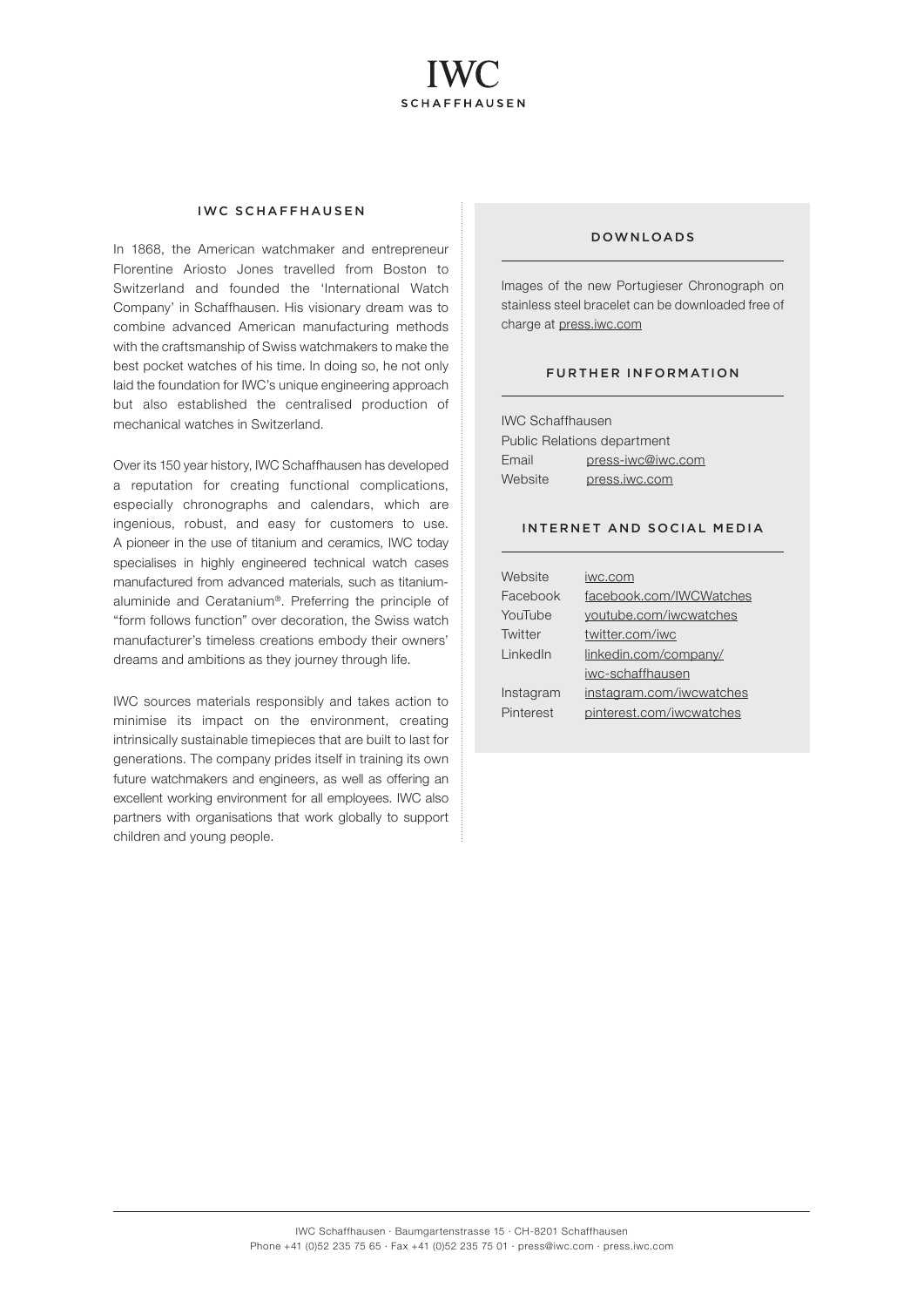## IWC SCHAFFHAUSEN

In 1868, the American watchmaker and entrepreneur Florentine Ariosto Jones travelled from Boston to Switzerland and founded the 'International Watch Company' in Schaffhausen. His visionary dream was to combine advanced American manufacturing methods with the craftsmanship of Swiss watchmakers to make the best pocket watches of his time. In doing so, he not only laid the foundation for IWC's unique engineering approach but also established the centralised production of mechanical watches in Switzerland.

Over its 150 year history, IWC Schaffhausen has developed a reputation for creating functional complications, especially chronographs and calendars, which are ingenious, robust, and easy for customers to use. A pioneer in the use of titanium and ceramics, IWC today specialises in highly engineered technical watch cases manufactured from advanced materials, such as titanium-aluminide and Ceratanium®. Preferring the principle of "form follows function" over decoration, the Swiss watch manufacturer's timeless creations embody their owners' dreams and ambitions as they journey through life.

IWC sources materials responsibly and takes action to minimise its impact on the environment, creating intrinsically sustainable timepieces that are built to last for generations. The company prides itself in training its own future watchmakers and engineers, as well as offering an excellent working environment for all employees. IWC also partners with organisations that work globally to support children and young people.

## DOWNLOADS

Images of the new Portugieser Chronograph on stainless steel bracelet can be downloaded free of charge at press.iwc.com

## FURTHER INFORMATION

IWC Schaffhausen
Public Relations department
Email press-iwc@iwc.com
Website press.iwc.com

## INTERNET AND SOCIAL MEDIA

| | |
|---|---|
| Website | iwc.com |
| Facebook | facebook.com/IWCWatches |
| YouTube | youtube.com/iwcwatches |
| Twitter | twitter.com/iwc |
| LinkedIn | linkedin.com/company/iwc-schaffhausen |
| Instagram | instagram.com/iwcwatches |
| Pinterest | pinterest.com/iwcwatches |

IWC Schaffhausen · Baumgartenstrasse 15 · CH-8201 Schaffhausen
Phone +41 (0)52 235 75 65 · Fax +41 (0)52 235 75 01 · press@iwc.com · press.iwc.com